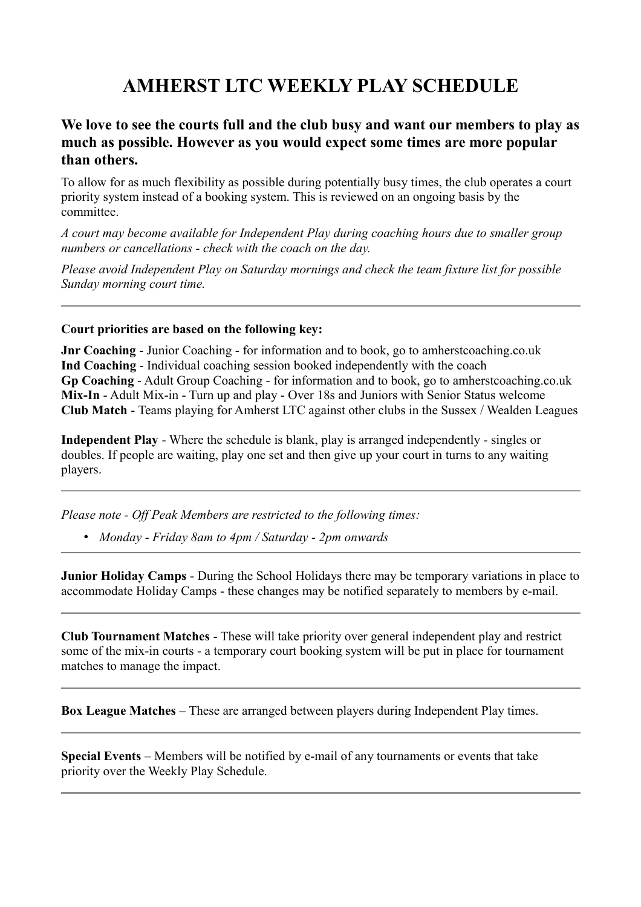# AMHERST LTC WEEKLY PLAY SCHEDULE

### We love to see the courts full and the club busy and want our members to play as much as possible. However as you would expect some times are more popular than others.

To allow for as much flexibility as possible during potentially busy times, the club operates a court priority system instead of a booking system. This is reviewed on an ongoing basis by the committee.

*A court may become available for Independent Play during coaching hours due to smaller group numbers or cancellations - check with the coach on the day.*

*Please avoid Independent Play on Saturday mornings and check the team fixture list for possible Sunday morning court time.*

---

**Court priorities are based on the following key:**

**Jnr Coaching** - Junior Coaching - for information and to book, go to amherstcoaching.co.uk
**Ind Coaching** - Individual coaching session booked independently with the coach
**Gp Coaching** - Adult Group Coaching - for information and to book, go to amherstcoaching.co.uk
**Mix-In** - Adult Mix-in - Turn up and play - Over 18s and Juniors with Senior Status welcome
**Club Match** - Teams playing for Amherst LTC against other clubs in the Sussex / Wealden Leagues

**Independent Play** - Where the schedule is blank, play is arranged independently - singles or doubles. If people are waiting, play one set and then give up your court in turns to any waiting players.

---

*Please note - Off Peak Members are restricted to the following times:*

- *Monday - Friday 8am to 4pm / Saturday - 2pm onwards*

---

**Junior Holiday Camps** - During the School Holidays there may be temporary variations in place to accommodate Holiday Camps - these changes may be notified separately to members by e-mail.

---

**Club Tournament Matches** - These will take priority over general independent play and restrict some of the mix-in courts - a temporary court booking system will be put in place for tournament matches to manage the impact.

---

**Box League Matches** – These are arranged between players during Independent Play times.

---

**Special Events** – Members will be notified by e-mail of any tournaments or events that take priority over the Weekly Play Schedule.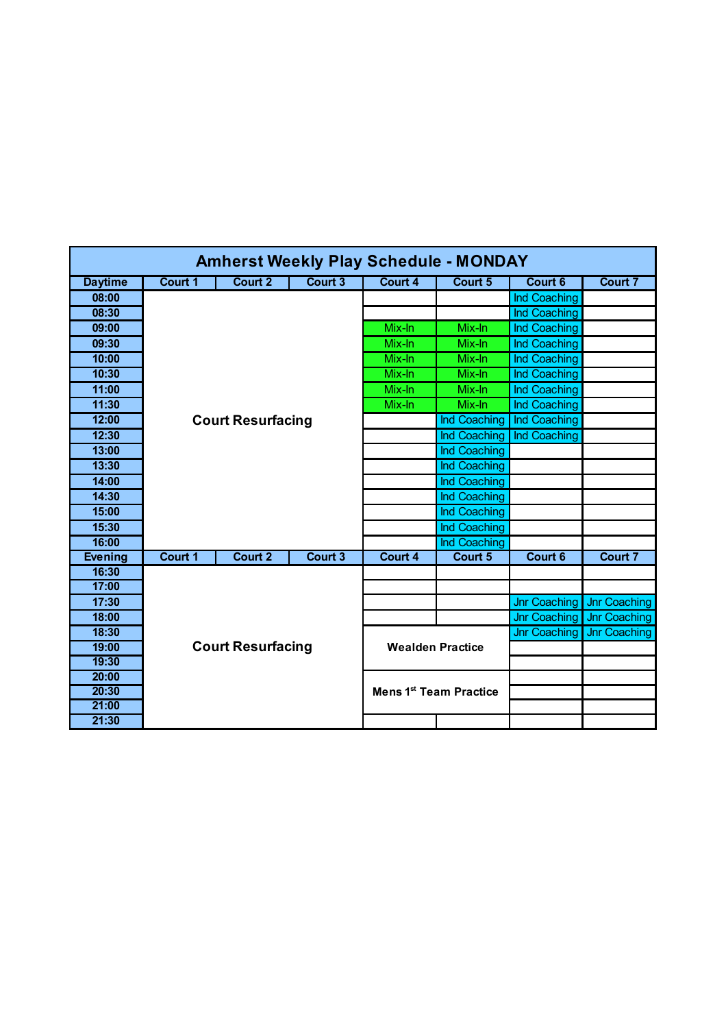# Amherst Weekly Play Schedule - MONDAY

| Daytime | Court 1 | Court 2 | Court 3 | Court 4 | Court 5 | Court 6 | Court 7 |
|---|---|---|---|---|---|---|---|
| 08:00 | Court Resurfacing | | | | | Ind Coaching | |
| 08:30 | | | | | | Ind Coaching | |
| 09:00 | | | | Mix-In | Mix-In | Ind Coaching | |
| 09:30 | | | | Mix-In | Mix-In | Ind Coaching | |
| 10:00 | | | | Mix-In | Mix-In | Ind Coaching | |
| 10:30 | | | | Mix-In | Mix-In | Ind Coaching | |
| 11:00 | | | | Mix-In | Mix-In | Ind Coaching | |
| 11:30 | | | | Mix-In | Mix-In | Ind Coaching | |
| 12:00 | | | | | Ind Coaching | Ind Coaching | |
| 12:30 | | | | | Ind Coaching | Ind Coaching | |
| 13:00 | | | | | Ind Coaching | | |
| 13:30 | | | | | Ind Coaching | | |
| 14:00 | | | | | Ind Coaching | | |
| 14:30 | | | | | Ind Coaching | | |
| 15:00 | | | | | Ind Coaching | | |
| 15:30 | | | | | Ind Coaching | | |
| 16:00 | | | | | Ind Coaching | | |
| **Evening** | **Court 1** | **Court 2** | **Court 3** | **Court 4** | **Court 5** | **Court 6** | **Court 7** |
| 16:30 | Court Resurfacing | | | | | | |
| 17:00 | | | | | | | |
| 17:30 | | | | | | Jnr Coaching | Jnr Coaching |
| 18:00 | | | | | | Jnr Coaching | Jnr Coaching |
| 18:30 | | | | Wealden Practice | | Jnr Coaching | Jnr Coaching |
| 19:00 | | | | | | | |
| 19:30 | | | | | | | |
| 20:00 | | | | Mens 1st Team Practice | | | |
| 20:30 | | | | | | | |
| 21:00 | | | | | | | |
| 21:30 | | | | | | | |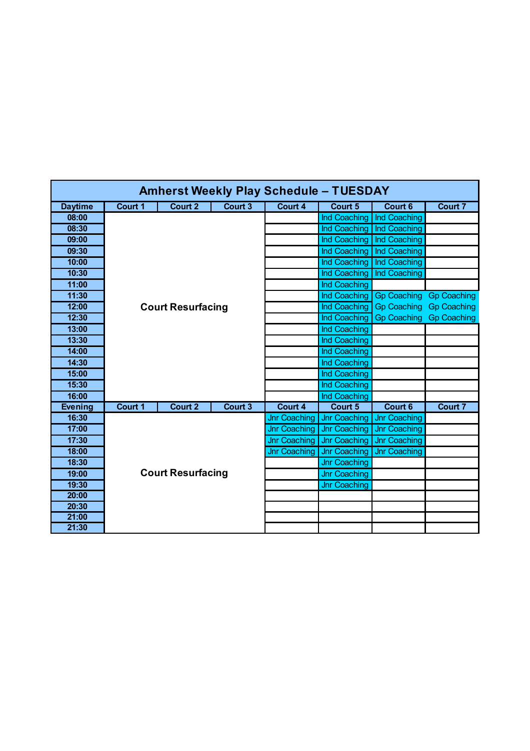# Amherst Weekly Play Schedule – TUESDAY

| Daytime | Court 1 | Court 2 | Court 3 | Court 4 | Court 5 | Court 6 | Court 7 |
|---|---|---|---|---|---|---|---|
| 08:00 | Court Resurfacing | | | | Ind Coaching | Ind Coaching | |
| 08:30 | | | | | Ind Coaching | Ind Coaching | |
| 09:00 | | | | | Ind Coaching | Ind Coaching | |
| 09:30 | | | | | Ind Coaching | Ind Coaching | |
| 10:00 | | | | | Ind Coaching | Ind Coaching | |
| 10:30 | | | | | Ind Coaching | Ind Coaching | |
| 11:00 | | | | | Ind Coaching | | |
| 11:30 | | | | | Ind Coaching | Gp Coaching | Gp Coaching |
| 12:00 | | | | | Ind Coaching | Gp Coaching | Gp Coaching |
| 12:30 | | | | | Ind Coaching | Gp Coaching | Gp Coaching |
| 13:00 | | | | | Ind Coaching | | |
| 13:30 | | | | | Ind Coaching | | |
| 14:00 | | | | | Ind Coaching | | |
| 14:30 | | | | | Ind Coaching | | |
| 15:00 | | | | | Ind Coaching | | |
| 15:30 | | | | | Ind Coaching | | |
| 16:00 | | | | | Ind Coaching | | |
| **Evening** | **Court 1** | **Court 2** | **Court 3** | **Court 4** | **Court 5** | **Court 6** | **Court 7** |
| 16:30 | Court Resurfacing | | | Jnr Coaching | Jnr Coaching | Jnr Coaching | |
| 17:00 | | | | Jnr Coaching | Jnr Coaching | Jnr Coaching | |
| 17:30 | | | | Jnr Coaching | Jnr Coaching | Jnr Coaching | |
| 18:00 | | | | Jnr Coaching | Jnr Coaching | Jnr Coaching | |
| 18:30 | | | | | Jnr Coaching | | |
| 19:00 | | | | | Jnr Coaching | | |
| 19:30 | | | | | Jnr Coaching | | |
| 20:00 | | | | | | | |
| 20:30 | | | | | | | |
| 21:00 | | | | | | | |
| 21:30 | | | | | | | |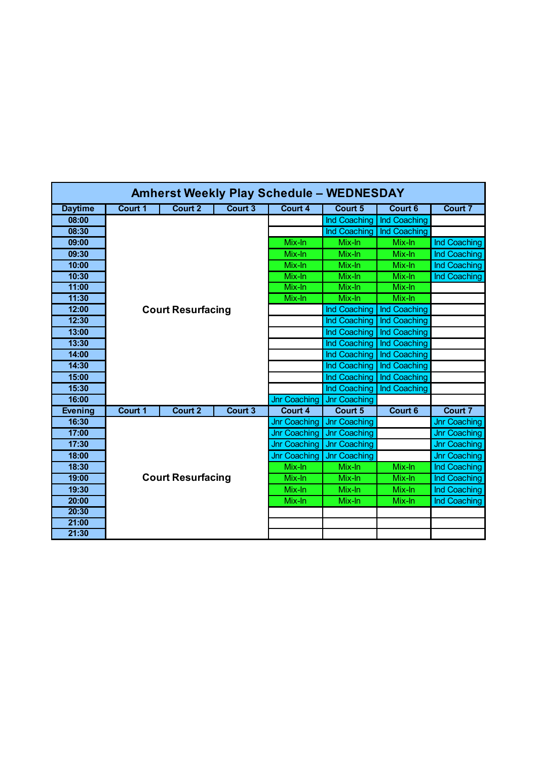| Amherst Weekly Play Schedule – WEDNESDAY | | | | | | | |
|---|---|---|---|---|---|---|---|
| **Daytime** | **Court 1** | **Court 2** | **Court 3** | **Court 4** | **Court 5** | **Court 6** | **Court 7** |
| **08:00** | | | | | Ind Coaching | Ind Coaching | |
| **08:30** | | | | | Ind Coaching | Ind Coaching | |
| **09:00** | | | | Mix-In | Mix-In | Mix-In | Ind Coaching |
| **09:30** | | | | Mix-In | Mix-In | Mix-In | Ind Coaching |
| **10:00** | | | | Mix-In | Mix-In | Mix-In | Ind Coaching |
| **10:30** | | | | Mix-In | Mix-In | Mix-In | Ind Coaching |
| **11:00** | | | | Mix-In | Mix-In | Mix-In | |
| **11:30** | | | | Mix-In | Mix-In | Mix-In | |
| **12:00** | | **Court Resurfacing** | | | Ind Coaching | Ind Coaching | |
| **12:30** | | | | | Ind Coaching | Ind Coaching | |
| **13:00** | | | | | Ind Coaching | Ind Coaching | |
| **13:30** | | | | | Ind Coaching | Ind Coaching | |
| **14:00** | | | | | Ind Coaching | Ind Coaching | |
| **14:30** | | | | | Ind Coaching | Ind Coaching | |
| **15:00** | | | | | Ind Coaching | Ind Coaching | |
| **15:30** | | | | | Ind Coaching | Ind Coaching | |
| **16:00** | | | | Jnr Coaching | Jnr Coaching | | |
| **Evening** | **Court 1** | **Court 2** | **Court 3** | **Court 4** | **Court 5** | **Court 6** | **Court 7** |
| **16:30** | | | | Jnr Coaching | Jnr Coaching | | Jnr Coaching |
| **17:00** | | | | Jnr Coaching | Jnr Coaching | | Jnr Coaching |
| **17:30** | | | | Jnr Coaching | Jnr Coaching | | Jnr Coaching |
| **18:00** | | | | Jnr Coaching | Jnr Coaching | | Jnr Coaching |
| **18:30** | | | | Mix-In | Mix-In | Mix-In | Ind Coaching |
| **19:00** | | **Court Resurfacing** | | Mix-In | Mix-In | Mix-In | Ind Coaching |
| **19:30** | | | | Mix-In | Mix-In | Mix-In | Ind Coaching |
| **20:00** | | | | Mix-In | Mix-In | Mix-In | Ind Coaching |
| **20:30** | | | | | | | |
| **21:00** | | | | | | | |
| **21:30** | | | | | | | |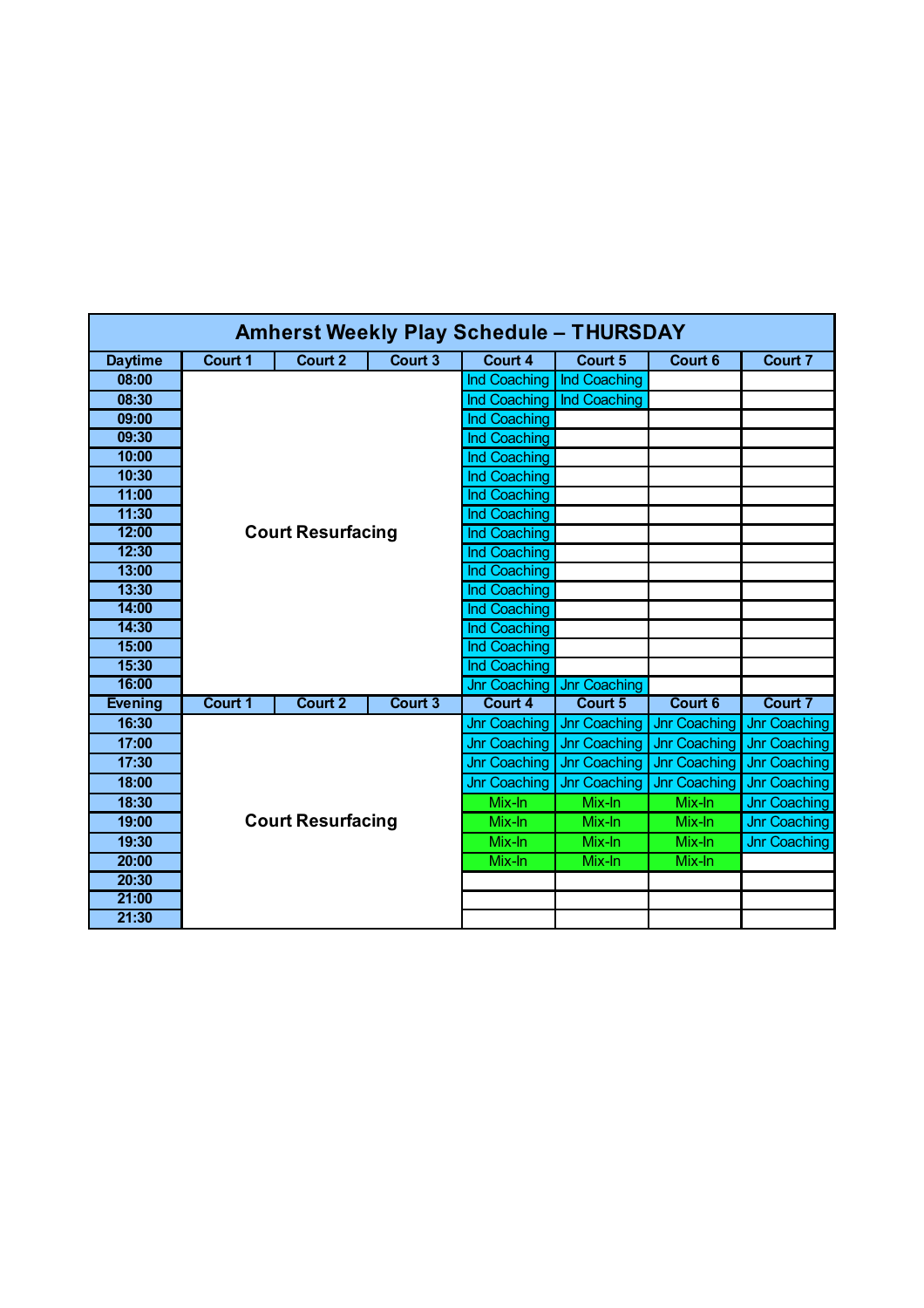# Amherst Weekly Play Schedule – THURSDAY

| Daytime | Court 1 | Court 2 | Court 3 | Court 4 | Court 5 | Court 6 | Court 7 |
|---|---|---|---|---|---|---|---|
| 08:00 | Court Resurfacing | | | Ind Coaching | Ind Coaching | | |
| 08:30 | | | | Ind Coaching | Ind Coaching | | |
| 09:00 | | | | Ind Coaching | | | |
| 09:30 | | | | Ind Coaching | | | |
| 10:00 | | | | Ind Coaching | | | |
| 10:30 | | | | Ind Coaching | | | |
| 11:00 | | | | Ind Coaching | | | |
| 11:30 | | | | Ind Coaching | | | |
| 12:00 | | | | Ind Coaching | | | |
| 12:30 | | | | Ind Coaching | | | |
| 13:00 | | | | Ind Coaching | | | |
| 13:30 | | | | Ind Coaching | | | |
| 14:00 | | | | Ind Coaching | | | |
| 14:30 | | | | Ind Coaching | | | |
| 15:00 | | | | Ind Coaching | | | |
| 15:30 | | | | Ind Coaching | | | |
| 16:00 | | | | Jnr Coaching | Jnr Coaching | | |
| **Evening** | **Court 1** | **Court 2** | **Court 3** | **Court 4** | **Court 5** | **Court 6** | **Court 7** |
| 16:30 | Court Resurfacing | | | Jnr Coaching | Jnr Coaching | Jnr Coaching | Jnr Coaching |
| 17:00 | | | | Jnr Coaching | Jnr Coaching | Jnr Coaching | Jnr Coaching |
| 17:30 | | | | Jnr Coaching | Jnr Coaching | Jnr Coaching | Jnr Coaching |
| 18:00 | | | | Jnr Coaching | Jnr Coaching | Jnr Coaching | Jnr Coaching |
| 18:30 | | | | Mix-In | Mix-In | Mix-In | Jnr Coaching |
| 19:00 | | | | Mix-In | Mix-In | Mix-In | Jnr Coaching |
| 19:30 | | | | Mix-In | Mix-In | Mix-In | Jnr Coaching |
| 20:00 | | | | Mix-In | Mix-In | Mix-In | |
| 20:30 | | | | | | | |
| 21:00 | | | | | | | |
| 21:30 | | | | | | | |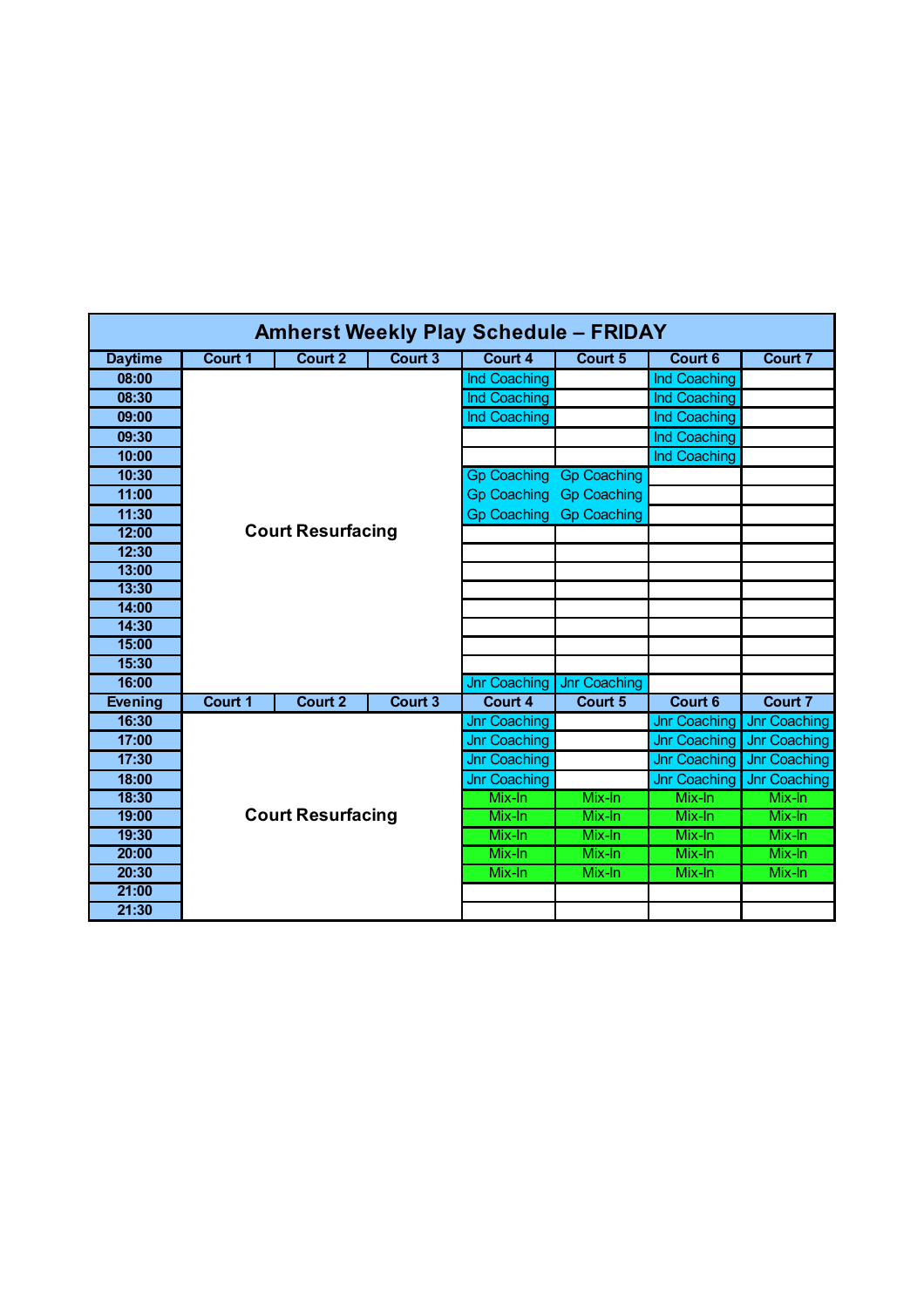# Amherst Weekly Play Schedule – FRIDAY

| Daytime | Court 1 | Court 2 | Court 3 | Court 4 | Court 5 | Court 6 | Court 7 |
|---|---|---|---|---|---|---|---|
| 08:00 | Court Resurfacing | | | Ind Coaching | | Ind Coaching | |
| 08:30 | | | | Ind Coaching | | Ind Coaching | |
| 09:00 | | | | Ind Coaching | | Ind Coaching | |
| 09:30 | | | | | | Ind Coaching | |
| 10:00 | | | | | | Ind Coaching | |
| 10:30 | | | | Gp Coaching | Gp Coaching | | |
| 11:00 | | | | Gp Coaching | Gp Coaching | | |
| 11:30 | | | | Gp Coaching | Gp Coaching | | |
| 12:00 | | | | | | | |
| 12:30 | | | | | | | |
| 13:00 | | | | | | | |
| 13:30 | | | | | | | |
| 14:00 | | | | | | | |
| 14:30 | | | | | | | |
| 15:00 | | | | | | | |
| 15:30 | | | | | | | |
| 16:00 | | | | Jnr Coaching | Jnr Coaching | | |
| **Evening** | **Court 1** | **Court 2** | **Court 3** | **Court 4** | **Court 5** | **Court 6** | **Court 7** |
| 16:30 | Court Resurfacing | | | Jnr Coaching | | Jnr Coaching | Jnr Coaching |
| 17:00 | | | | Jnr Coaching | | Jnr Coaching | Jnr Coaching |
| 17:30 | | | | Jnr Coaching | | Jnr Coaching | Jnr Coaching |
| 18:00 | | | | Jnr Coaching | | Jnr Coaching | Jnr Coaching |
| 18:30 | | | | Mix-In | Mix-In | Mix-In | Mix-In |
| 19:00 | | | | Mix-In | Mix-In | Mix-In | Mix-In |
| 19:30 | | | | Mix-In | Mix-In | Mix-In | Mix-In |
| 20:00 | | | | Mix-In | Mix-In | Mix-In | Mix-In |
| 20:30 | | | | Mix-In | Mix-In | Mix-In | Mix-In |
| 21:00 | | | | | | | |
| 21:30 | | | | | | | |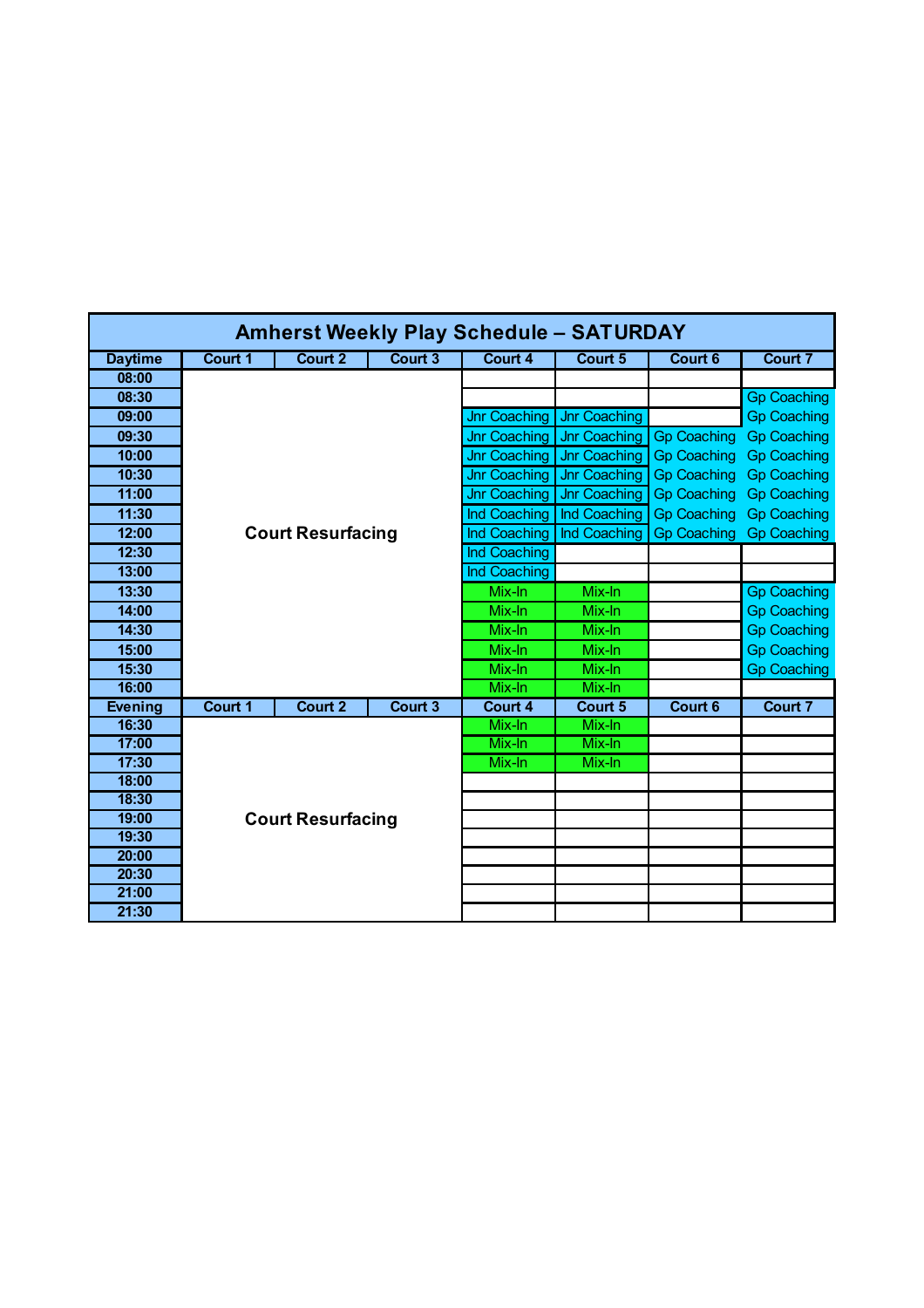# Amherst Weekly Play Schedule – SATURDAY

| Daytime | Court 1 | Court 2 | Court 3 | Court 4 | Court 5 | Court 6 | Court 7 |
|---|---|---|---|---|---|---|---|
| 08:00 | | | | | | | |
| 08:30 | | | | | | | Gp Coaching |
| 09:00 | | | | Jnr Coaching | Jnr Coaching | | Gp Coaching |
| 09:30 | | | | Jnr Coaching | Jnr Coaching | Gp Coaching | Gp Coaching |
| 10:00 | | | | Jnr Coaching | Jnr Coaching | Gp Coaching | Gp Coaching |
| 10:30 | | | | Jnr Coaching | Jnr Coaching | Gp Coaching | Gp Coaching |
| 11:00 | | | | Jnr Coaching | Jnr Coaching | Gp Coaching | Gp Coaching |
| 11:30 | | | | Ind Coaching | Ind Coaching | Gp Coaching | Gp Coaching |
| 12:00 | | Court Resurfacing | | Ind Coaching | Ind Coaching | Gp Coaching | Gp Coaching |
| 12:30 | | | | Ind Coaching | | | |
| 13:00 | | | | Ind Coaching | | | |
| 13:30 | | | | Mix-In | Mix-In | | Gp Coaching |
| 14:00 | | | | Mix-In | Mix-In | | Gp Coaching |
| 14:30 | | | | Mix-In | Mix-In | | Gp Coaching |
| 15:00 | | | | Mix-In | Mix-In | | Gp Coaching |
| 15:30 | | | | Mix-In | Mix-In | | Gp Coaching |
| 16:00 | | | | Mix-In | Mix-In | | |
| **Evening** | **Court 1** | **Court 2** | **Court 3** | **Court 4** | **Court 5** | **Court 6** | **Court 7** |
| 16:30 | | | | Mix-In | Mix-In | | |
| 17:00 | | | | Mix-In | Mix-In | | |
| 17:30 | | | | Mix-In | Mix-In | | |
| 18:00 | | | | | | | |
| 18:30 | | | | | | | |
| 19:00 | | Court Resurfacing | | | | | |
| 19:30 | | | | | | | |
| 20:00 | | | | | | | |
| 20:30 | | | | | | | |
| 21:00 | | | | | | | |
| 21:30 | | | | | | | |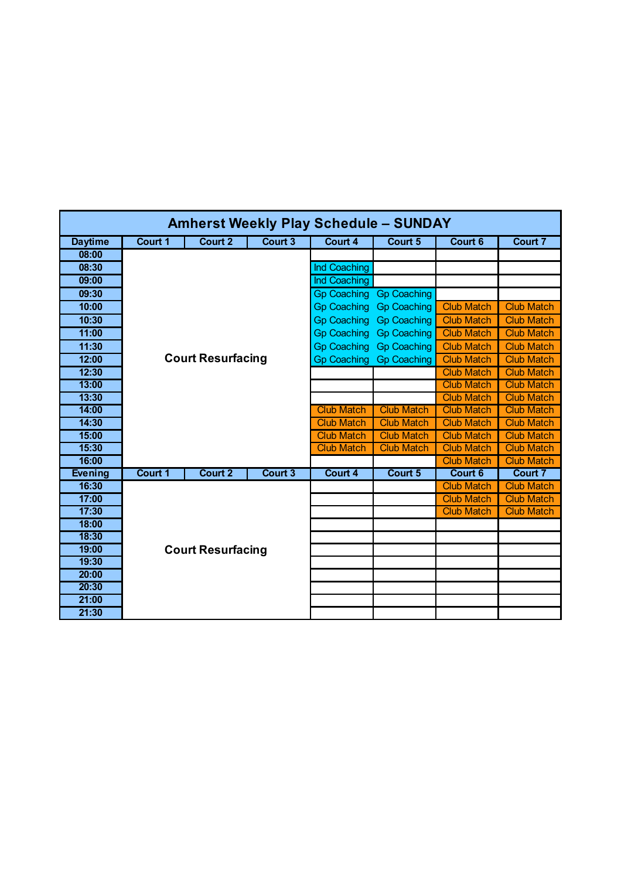# Amherst Weekly Play Schedule – SUNDAY

| Daytime | Court 1 | Court 2 | Court 3 | Court 4 | Court 5 | Court 6 | Court 7 |
|---|---|---|---|---|---|---|---|
| 08:00 | | | | | | | |
| 08:30 | | | | Ind Coaching | | | |
| 09:00 | | | | Ind Coaching | | | |
| 09:30 | | | | Gp Coaching | Gp Coaching | | |
| 10:00 | | | | Gp Coaching | Gp Coaching | Club Match | Club Match |
| 10:30 | | | | Gp Coaching | Gp Coaching | Club Match | Club Match |
| 11:00 | | | | Gp Coaching | Gp Coaching | Club Match | Club Match |
| 11:30 | | | | Gp Coaching | Gp Coaching | Club Match | Club Match |
| 12:00 | | Court Resurfacing | | Gp Coaching | Gp Coaching | Club Match | Club Match |
| 12:30 | | | | | | Club Match | Club Match |
| 13:00 | | | | | | Club Match | Club Match |
| 13:30 | | | | | | Club Match | Club Match |
| 14:00 | | | | Club Match | Club Match | Club Match | Club Match |
| 14:30 | | | | Club Match | Club Match | Club Match | Club Match |
| 15:00 | | | | Club Match | Club Match | Club Match | Club Match |
| 15:30 | | | | Club Match | Club Match | Club Match | Club Match |
| 16:00 | | | | | | Club Match | Club Match |
| **Evening** | **Court 1** | **Court 2** | **Court 3** | **Court 4** | **Court 5** | **Court 6** | **Court 7** |
| 16:30 | | | | | | Club Match | Club Match |
| 17:00 | | | | | | Club Match | Club Match |
| 17:30 | | | | | | Club Match | Club Match |
| 18:00 | | | | | | | |
| 18:30 | | | | | | | |
| 19:00 | | Court Resurfacing | | | | | |
| 19:30 | | | | | | | |
| 20:00 | | | | | | | |
| 20:30 | | | | | | | |
| 21:00 | | | | | | | |
| 21:30 | | | | | | | |